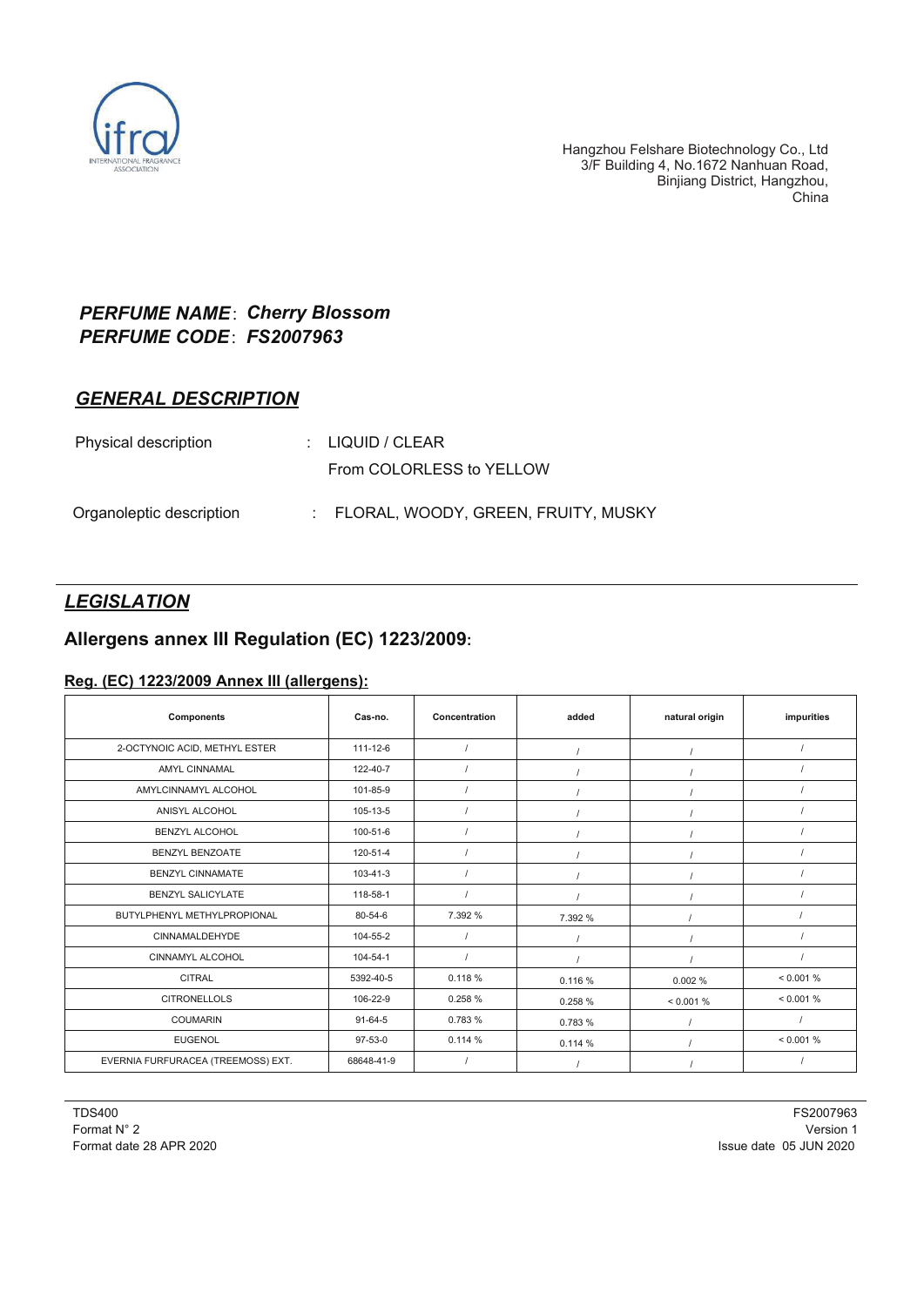Hangzhou Felshare Biotechnology Co., Ltd
3/F Building 4, No.1672 Nanhuan Road,
Binjiang District, Hangzhou,
China

***PERFUME NAME*: *Cherry Blossom***
***PERFUME CODE*: *FS2007963***

## *GENERAL DESCRIPTION*

Physical description : LIQUID / CLEAR
From COLORLESS to YELLOW

Organoleptic description : FLORAL, WOODY, GREEN, FRUITY, MUSKY

## *LEGISLATION*

### Allergens annex III Regulation (EC) 1223/2009:

**Reg. (EC) 1223/2009 Annex III (allergens):**

| Components | Cas-no. | Concentration | added | natural origin | impurities |
|---|---|---|---|---|---|
| 2-OCTYNOIC ACID, METHYL ESTER | 111-12-6 | / | / | / | / |
| AMYL CINNAMAL | 122-40-7 | / | / | / | / |
| AMYLCINNAMYL ALCOHOL | 101-85-9 | / | / | / | / |
| ANISYL ALCOHOL | 105-13-5 | / | / | / | / |
| BENZYL ALCOHOL | 100-51-6 | / | / | / | / |
| BENZYL BENZOATE | 120-51-4 | / | / | / | / |
| BENZYL CINNAMATE | 103-41-3 | / | / | / | / |
| BENZYL SALICYLATE | 118-58-1 | / | / | / | / |
| BUTYLPHENYL METHYLPROPIONAL | 80-54-6 | 7.392 % | 7.392 % | / | / |
| CINNAMALDEHYDE | 104-55-2 | / | / | / | / |
| CINNAMYL ALCOHOL | 104-54-1 | / | / | / | / |
| CITRAL | 5392-40-5 | 0.118 % | 0.116 % | 0.002 % | < 0.001 % |
| CITRONELLOLS | 106-22-9 | 0.258 % | 0.258 % | < 0.001 % | < 0.001 % |
| COUMARIN | 91-64-5 | 0.783 % | 0.783 % | / | / |
| EUGENOL | 97-53-0 | 0.114 % | 0.114 % | / | < 0.001 % |
| EVERNIA FURFURACEA (TREEMOSS) EXT. | 68648-41-9 | / | / | / | / |

TDS400
Format N° 2
Format date 28 APR 2020

FS2007963
Version 1
Issue date 05 JUN 2020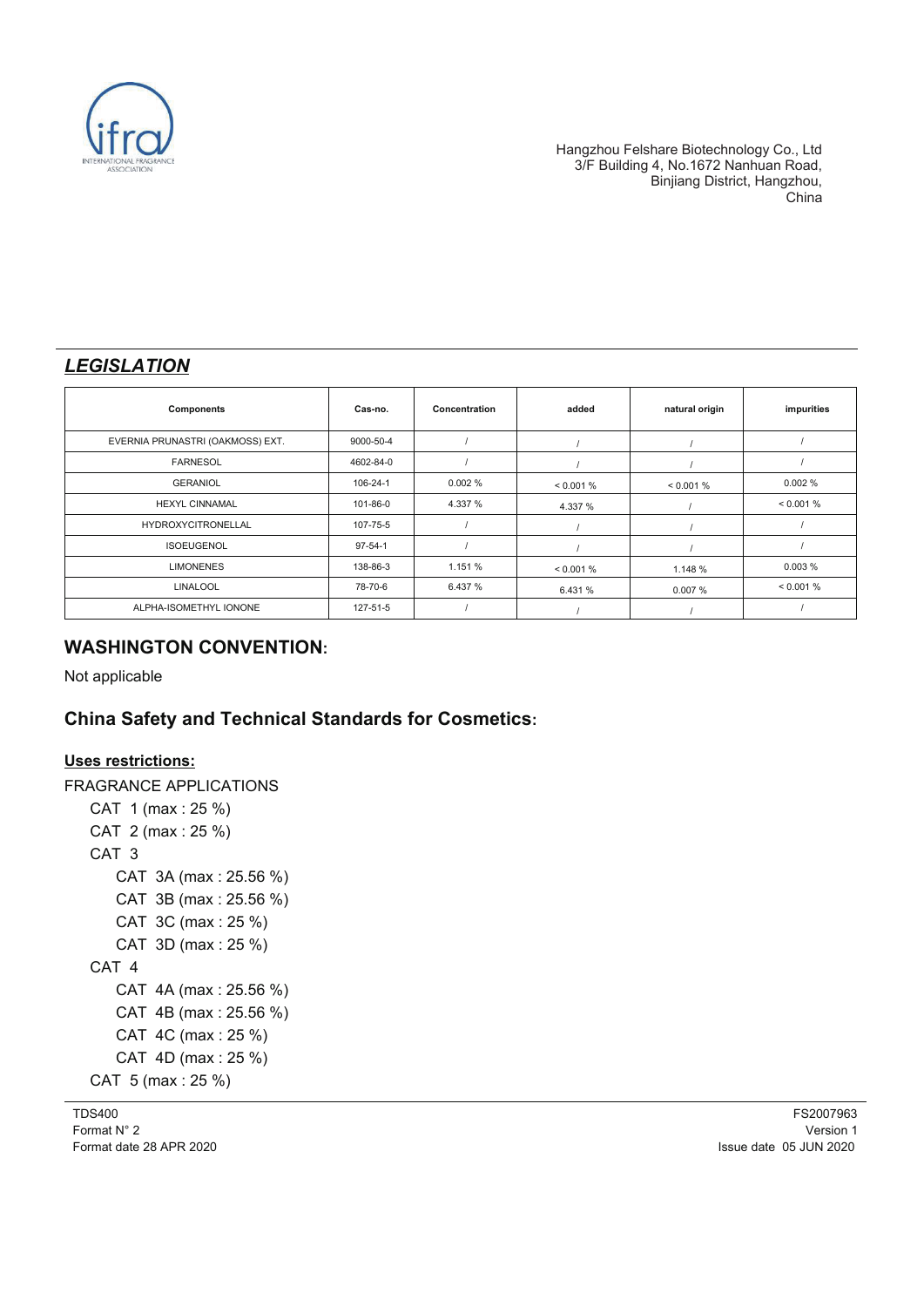Hangzhou Felshare Biotechnology Co., Ltd
3/F Building 4, No.1672 Nanhuan Road,
Binjiang District, Hangzhou,
China

## *LEGISLATION*

| Components | Cas-no. | Concentration | added | natural origin | impurities |
|---|---|---|---|---|---|
| EVERNIA PRUNASTRI (OAKMOSS) EXT. | 9000-50-4 | / | / | / | / |
| FARNESOL | 4602-84-0 | / | / | / | / |
| GERANIOL | 106-24-1 | 0.002 % | < 0.001 % | < 0.001 % | 0.002 % |
| HEXYL CINNAMAL | 101-86-0 | 4.337 % | 4.337 % | / | < 0.001 % |
| HYDROXYCITRONELLAL | 107-75-5 | / | / | / | / |
| ISOEUGENOL | 97-54-1 | / | / | / | / |
| LIMONENES | 138-86-3 | 1.151 % | < 0.001 % | 1.148 % | 0.003 % |
| LINALOOL | 78-70-6 | 6.437 % | 6.431 % | 0.007 % | < 0.001 % |
| ALPHA-ISOMETHYL IONONE | 127-51-5 | / | / | / | / |

## WASHINGTON CONVENTION:

Not applicable

## China Safety and Technical Standards for Cosmetics:

**Uses restrictions:**

FRAGRANCE APPLICATIONS

- CAT 1 (max : 25 %)
- CAT 2 (max : 25 %)
- CAT 3
  - CAT 3A (max : 25.56 %)
  - CAT 3B (max : 25.56 %)
  - CAT 3C (max : 25 %)
  - CAT 3D (max : 25 %)
- CAT 4
  - CAT 4A (max : 25.56 %)
  - CAT 4B (max : 25.56 %)
  - CAT 4C (max : 25 %)
  - CAT 4D (max : 25 %)
- CAT 5 (max : 25 %)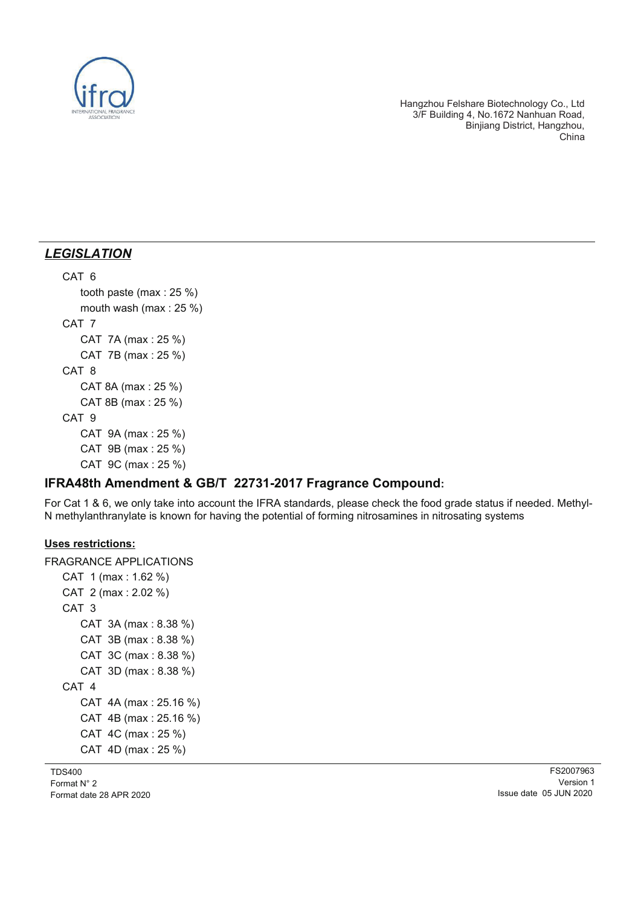Hangzhou Felshare Biotechnology Co., Ltd
3/F Building 4, No.1672 Nanhuan Road,
Binjiang District, Hangzhou,
China

## ***LEGISLATION***

- CAT 6
  - tooth paste (max : 25 %)
  - mouth wash (max : 25 %)
- CAT 7
  - CAT 7A (max : 25 %)
  - CAT 7B (max : 25 %)
- CAT 8
  - CAT 8A (max : 25 %)
  - CAT 8B (max : 25 %)
- CAT 9
  - CAT 9A (max : 25 %)
  - CAT 9B (max : 25 %)
  - CAT 9C (max : 25 %)

### IFRA48th Amendment & GB/T 22731-2017 Fragrance Compound:

For Cat 1 & 6, we only take into account the IFRA standards, please check the food grade status if needed. Methyl-N methylanthranylate is known for having the potential of forming nitrosamines in nitrosating systems

**Uses restrictions:**

FRAGRANCE APPLICATIONS

- CAT 1 (max : 1.62 %)
- CAT 2 (max : 2.02 %)
- CAT 3
  - CAT 3A (max : 8.38 %)
  - CAT 3B (max : 8.38 %)
  - CAT 3C (max : 8.38 %)
  - CAT 3D (max : 8.38 %)
- CAT 4
  - CAT 4A (max : 25.16 %)
  - CAT 4B (max : 25.16 %)
  - CAT 4C (max : 25 %)
  - CAT 4D (max : 25 %)

TDS400
Format N° 2
Format date 28 APR 2020

FS2007963
Version 1
Issue date 05 JUN 2020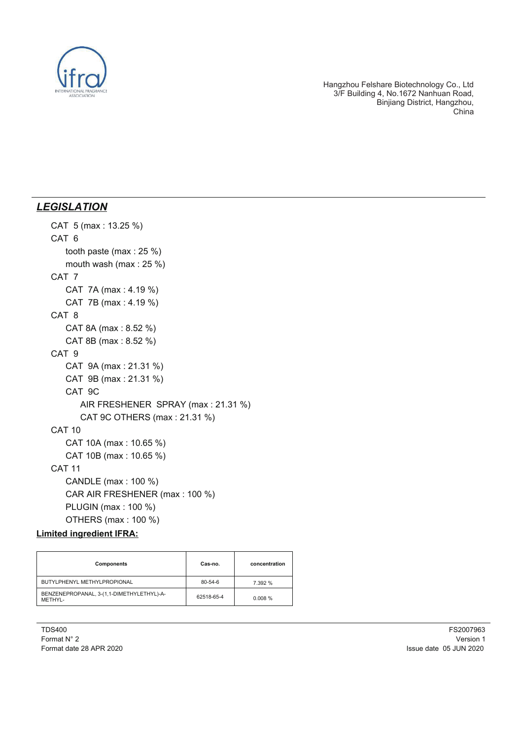Hangzhou Felshare Biotechnology Co., Ltd
3/F Building 4, No.1672 Nanhuan Road,
Binjiang District, Hangzhou,
China

## *LEGISLATION*

- CAT 5 (max : 13.25 %)
- CAT 6
  - tooth paste (max : 25 %)
  - mouth wash (max : 25 %)
- CAT 7
  - CAT 7A (max : 4.19 %)
  - CAT 7B (max : 4.19 %)
- CAT 8
  - CAT 8A (max : 8.52 %)
  - CAT 8B (max : 8.52 %)
- CAT 9
  - CAT 9A (max : 21.31 %)
  - CAT 9B (max : 21.31 %)
  - CAT 9C
    - AIR FRESHENER SPRAY (max : 21.31 %)
    - CAT 9C OTHERS (max : 21.31 %)
- CAT 10
  - CAT 10A (max : 10.65 %)
  - CAT 10B (max : 10.65 %)
- CAT 11
  - CANDLE (max : 100 %)
  - CAR AIR FRESHENER (max : 100 %)
  - PLUGIN (max : 100 %)
  - OTHERS (max : 100 %)

**Limited ingredient IFRA:**

| Components | Cas-no. | concentration |
|---|---|---|
| BUTYLPHENYL METHYLPROPIONAL | 80-54-6 | 7.392 % |
| BENZENEPROPANAL, 3-(1,1-DIMETHYLETHYL)-A-METHYL- | 62518-65-4 | 0.008 % |

TDS400
Format N° 2
Format date 28 APR 2020

FS2007963
Version 1
Issue date 05 JUN 2020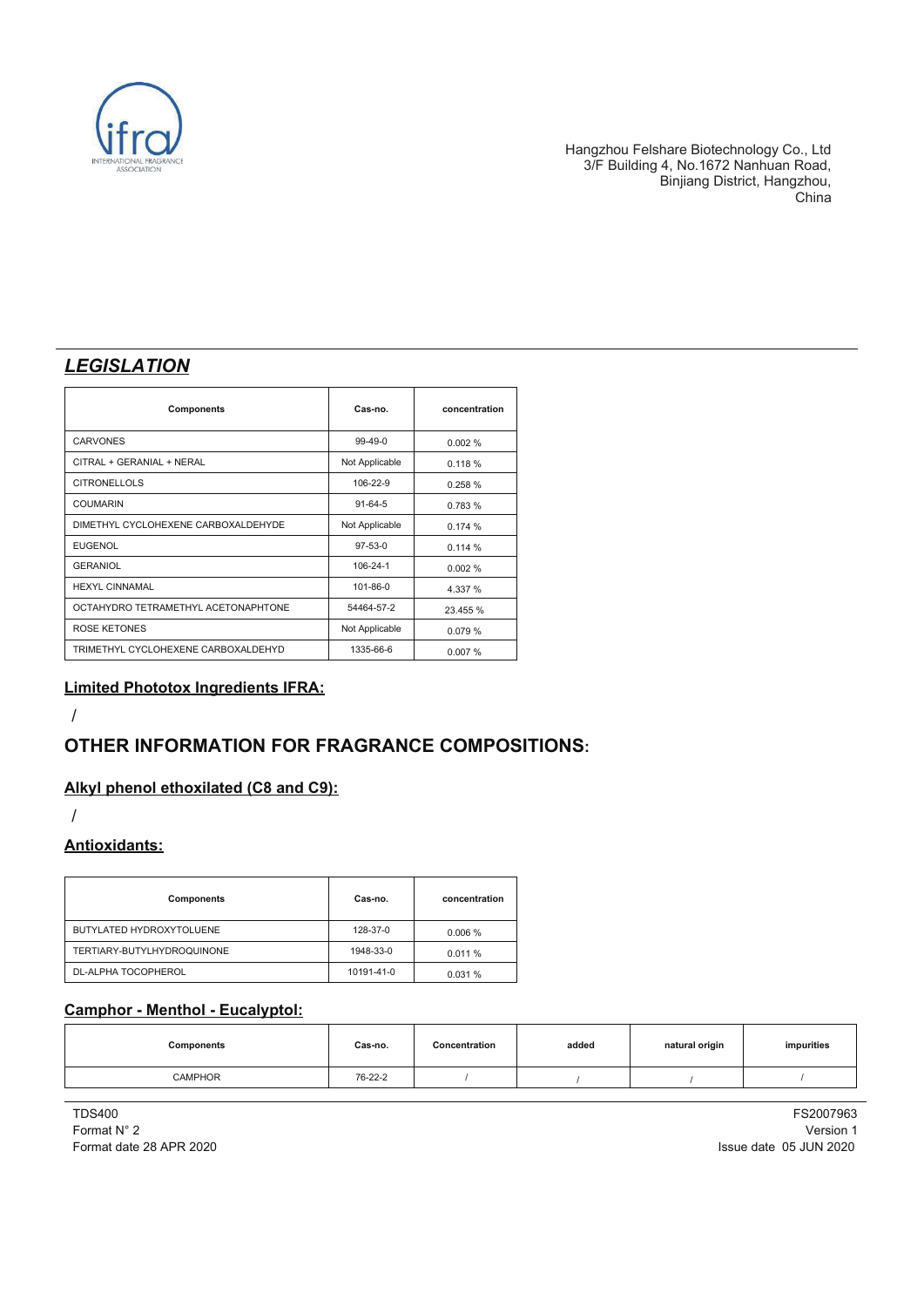Hangzhou Felshare Biotechnology Co., Ltd
3/F Building 4, No.1672 Nanhuan Road,
Binjiang District, Hangzhou,
China

## *LEGISLATION*

| Components | Cas-no. | concentration |
|---|---|---|
| CARVONES | 99-49-0 | 0.002 % |
| CITRAL + GERANIAL + NERAL | Not Applicable | 0.118 % |
| CITRONELLOLS | 106-22-9 | 0.258 % |
| COUMARIN | 91-64-5 | 0.783 % |
| DIMETHYL CYCLOHEXENE CARBOXALDEHYDE | Not Applicable | 0.174 % |
| EUGENOL | 97-53-0 | 0.114 % |
| GERANIOL | 106-24-1 | 0.002 % |
| HEXYL CINNAMAL | 101-86-0 | 4.337 % |
| OCTAHYDRO TETRAMETHYL ACETONAPHTONE | 54464-57-2 | 23.455 % |
| ROSE KETONES | Not Applicable | 0.079 % |
| TRIMETHYL CYCLOHEXENE CARBOXALDEHYD | 1335-66-6 | 0.007 % |

### Limited Phototox Ingredients IFRA:

/

## OTHER INFORMATION FOR FRAGRANCE COMPOSITIONS:

### Alkyl phenol ethoxilated (C8 and C9):

/

### Antioxidants:

| Components | Cas-no. | concentration |
|---|---|---|
| BUTYLATED HYDROXYTOLUENE | 128-37-0 | 0.006 % |
| TERTIARY-BUTYLHYDROQUINONE | 1948-33-0 | 0.011 % |
| DL-ALPHA TOCOPHEROL | 10191-41-0 | 0.031 % |

### Camphor - Menthol - Eucalyptol:

| Components | Cas-no. | Concentration | added | natural origin | impurities |
|---|---|---|---|---|---|
| CAMPHOR | 76-22-2 | / | / | / | / |

TDS400
Format N° 2
Format date 28 APR 2020

FS2007963
Version 1
Issue date 05 JUN 2020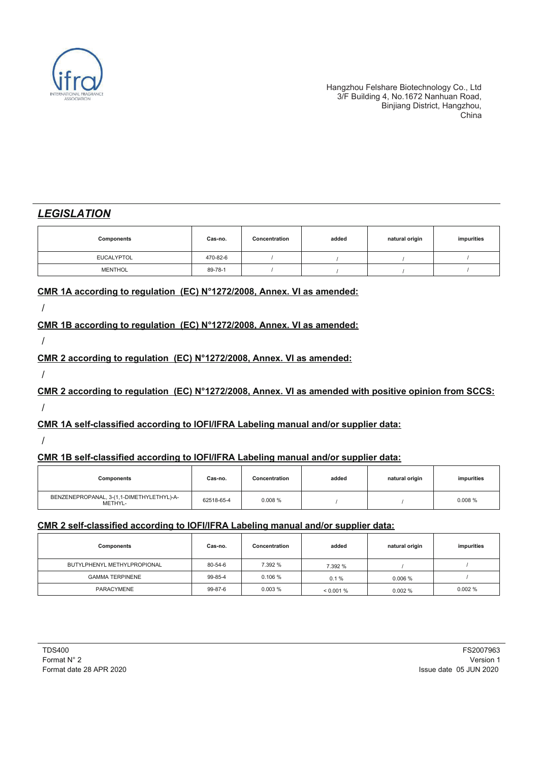Hangzhou Felshare Biotechnology Co., Ltd
3/F Building 4, No.1672 Nanhuan Road,
Binjiang District, Hangzhou,
China

## *LEGISLATION*

| Components | Cas-no. | Concentration | added | natural origin | impurities |
|---|---|---|---|---|---|
| EUCALYPTOL | 470-82-6 | / | / | / | / |
| MENTHOL | 89-78-1 | / | / | / | / |

**CMR 1A according to regulation (EC) N°1272/2008, Annex. VI as amended:**

/

**CMR 1B according to regulation (EC) N°1272/2008, Annex. VI as amended:**

/

**CMR 2 according to regulation (EC) N°1272/2008, Annex. VI as amended:**

/

**CMR 2 according to regulation (EC) N°1272/2008, Annex. VI as amended with positive opinion from SCCS:**

/

**CMR 1A self-classified according to IOFI/IFRA Labeling manual and/or supplier data:**

/

**CMR 1B self-classified according to IOFI/IFRA Labeling manual and/or supplier data:**

| Components | Cas-no. | Concentration | added | natural origin | impurities |
|---|---|---|---|---|---|
| BENZENEPROPANAL, 3-(1,1-DIMETHYLETHYL)-A-METHYL- | 62518-65-4 | 0.008 % | / | / | 0.008 % |

**CMR 2 self-classified according to IOFI/IFRA Labeling manual and/or supplier data:**

| Components | Cas-no. | Concentration | added | natural origin | impurities |
|---|---|---|---|---|---|
| BUTYLPHENYL METHYLPROPIONAL | 80-54-6 | 7.392 % | 7.392 % | / | / |
| GAMMA TERPINENE | 99-85-4 | 0.106 % | 0.1 % | 0.006 % | / |
| PARACYMENE | 99-87-6 | 0.003 % | < 0.001 % | 0.002 % | 0.002 % |

TDS400
Format N° 2
Format date 28 APR 2020

FS2007963
Version 1
Issue date 05 JUN 2020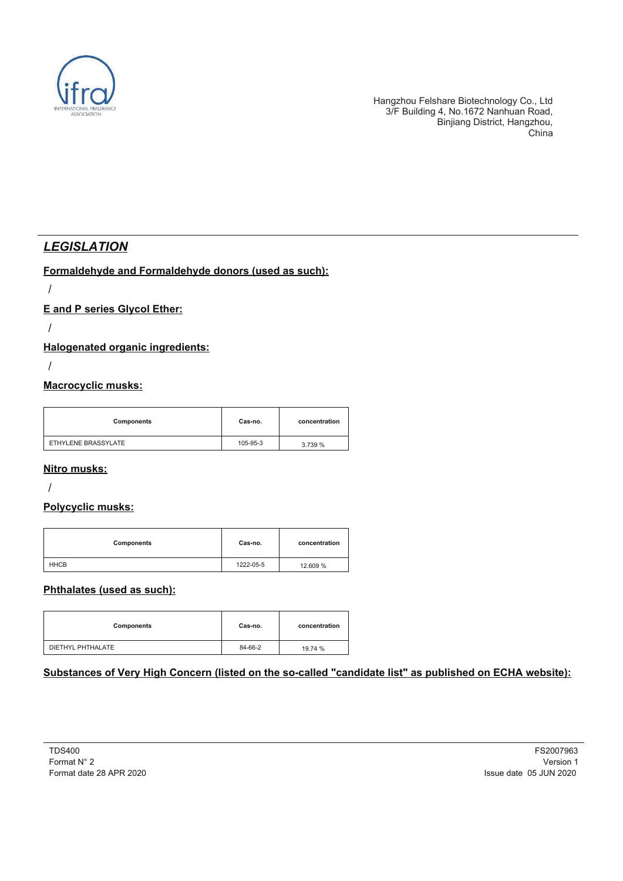Hangzhou Felshare Biotechnology Co., Ltd
3/F Building 4, No.1672 Nanhuan Road,
Binjiang District, Hangzhou,
China

## *LEGISLATION*

**Formaldehyde and Formaldehyde donors (used as such):**

/

**E and P series Glycol Ether:**

/

**Halogenated organic ingredients:**

/

**Macrocyclic musks:**

| Components | Cas-no. | concentration |
|---|---|---|
| ETHYLENE BRASSYLATE | 105-95-3 | 3.739 % |

**Nitro musks:**

/

**Polycyclic musks:**

| Components | Cas-no. | concentration |
|---|---|---|
| HHCB | 1222-05-5 | 12.609 % |

**Phthalates (used as such):**

| Components | Cas-no. | concentration |
|---|---|---|
| DIETHYL PHTHALATE | 84-66-2 | 19.74 % |

**Substances of Very High Concern (listed on the so-called "candidate list" as published on ECHA website):**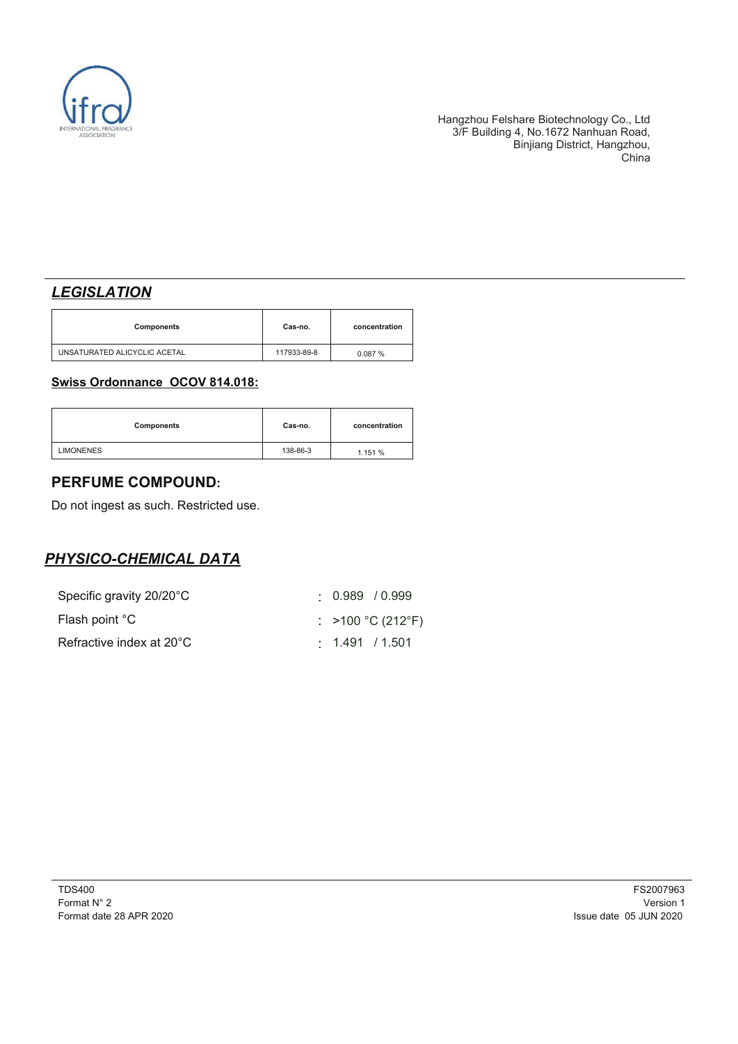Hangzhou Felshare Biotechnology Co., Ltd
3/F Building 4, No.1672 Nanhuan Road,
Binjiang District, Hangzhou,
China

## ***LEGISLATION***

| Components | Cas-no. | concentration |
|---|---|---|
| UNSATURATED ALICYCLIC ACETAL | 117933-89-8 | 0.087 % |

**Swiss Ordonnance OCOV 814.018:**

| Components | Cas-no. | concentration |
|---|---|---|
| LIMONENES | 138-86-3 | 1.151 % |

## PERFUME COMPOUND:

Do not ingest as such. Restricted use.

## ***PHYSICO-CHEMICAL DATA***

| | |
|---|---|
| Specific gravity 20/20°C | : 0.989 / 0.999 |
| Flash point °C | : >100 °C (212°F) |
| Refractive index at 20°C | : 1.491 / 1.501 |

TDS400
Format N° 2
Format date 28 APR 2020

FS2007963
Version 1
Issue date 05 JUN 2020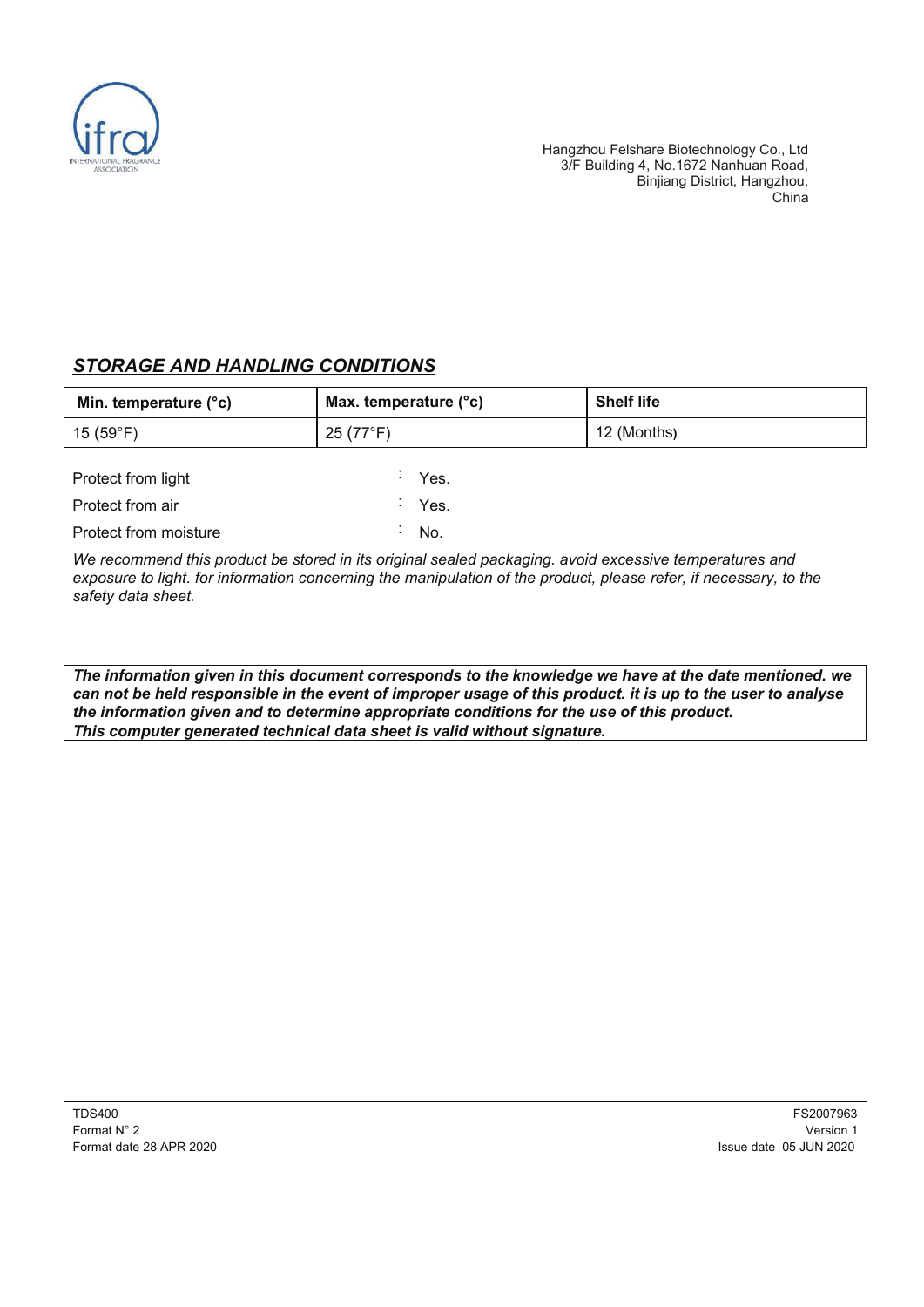Hangzhou Felshare Biotechnology Co., Ltd
3/F Building 4, No.1672 Nanhuan Road,
Binjiang District, Hangzhou,
China

## ***STORAGE AND HANDLING CONDITIONS***

| Min. temperature (°c) | Max. temperature (°c) | Shelf life |
|---|---|---|
| 15 (59°F) | 25 (77°F) | 12 (Months) |

| | | |
|---|---|---|
| Protect from light | : | Yes. |
| Protect from air | : | Yes. |
| Protect from moisture | : | No. |

*We recommend this product be stored in its original sealed packaging. avoid excessive temperatures and exposure to light. for information concerning the manipulation of the product, please refer, if necessary, to the safety data sheet.*

***The information given in this document corresponds to the knowledge we have at the date mentioned. we can not be held responsible in the event of improper usage of this product. it is up to the user to analyse the information given and to determine appropriate conditions for the use of this product.***
***This computer generated technical data sheet is valid without signature.***

TDS400
Format N° 2
Format date 28 APR 2020

FS2007963
Version 1
Issue date 05 JUN 2020